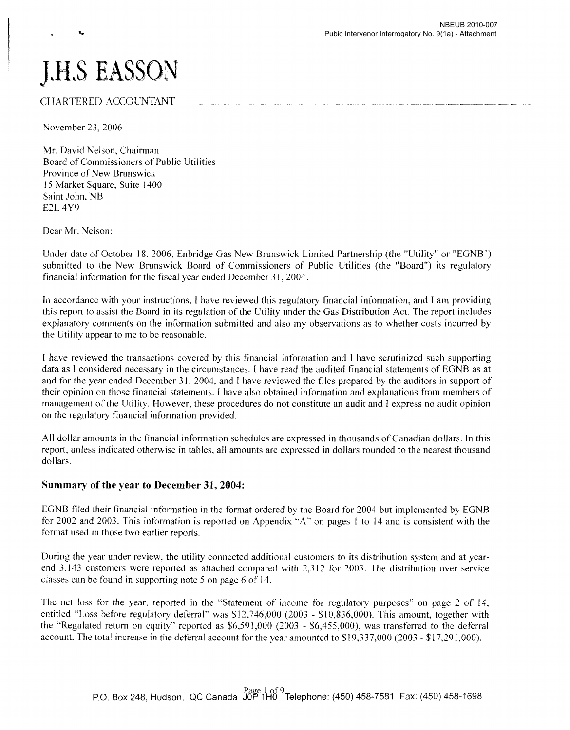NBEUB 2010-007
Pubic Intervenor Interrogatory No. 9(1a) - Attachment

# J.H.S EASSON

CHARTERED ACCOUNTANT

November 23, 2006

Mr. David Nelson, Chairman
Board of Commissioners of Public Utilities
Province of New Brunswick
15 Market Square, Suite 1400
Saint John, NB
E2L 4Y9

Dear Mr. Nelson:

Under date of October 18, 2006, Enbridge Gas New Brunswick Limited Partnership (the "Utility" or "EGNB") submitted to the New Brunswick Board of Commissioners of Public Utilities (the "Board") its regulatory financial information for the fiscal year ended December 31, 2004.

In accordance with your instructions, I have reviewed this regulatory financial information, and I am providing this report to assist the Board in its regulation of the Utility under the Gas Distribution Act. The report includes explanatory comments on the information submitted and also my observations as to whether costs incurred by the Utility appear to me to be reasonable.

I have reviewed the transactions covered by this financial information and I have scrutinized such supporting data as I considered necessary in the circumstances. I have read the audited financial statements of EGNB as at and for the year ended December 31, 2004, and I have reviewed the files prepared by the auditors in support of their opinion on those financial statements. I have also obtained information and explanations from members of management of the Utility. However, these procedures do not constitute an audit and I express no audit opinion on the regulatory financial information provided.

All dollar amounts in the financial information schedules are expressed in thousands of Canadian dollars. In this report, unless indicated otherwise in tables, all amounts are expressed in dollars rounded to the nearest thousand dollars.

## Summary of the year to December 31, 2004:

EGNB filed their financial information in the format ordered by the Board for 2004 but implemented by EGNB for 2002 and 2003. This information is reported on Appendix "A" on pages 1 to 14 and is consistent with the format used in those two earlier reports.

During the year under review, the utility connected additional customers to its distribution system and at year-end 3,143 customers were reported as attached compared with 2,312 for 2003. The distribution over service classes can be found in supporting note 5 on page 6 of 14.

The net loss for the year, reported in the "Statement of income for regulatory purposes" on page 2 of 14, entitled "Loss before regulatory deferral" was $12,746,000 (2003 - $10,836,000). This amount, together with the "Regulated return on equity" reported as $6,591,000 (2003 - $6,455,000), was transferred to the deferral account. The total increase in the deferral account for the year amounted to $19,337,000 (2003 - $17,291,000).

P.O. Box 248, Hudson, QC Canada J0P 1H0 Telephone: (450) 458-7581 Fax: (450) 458-1698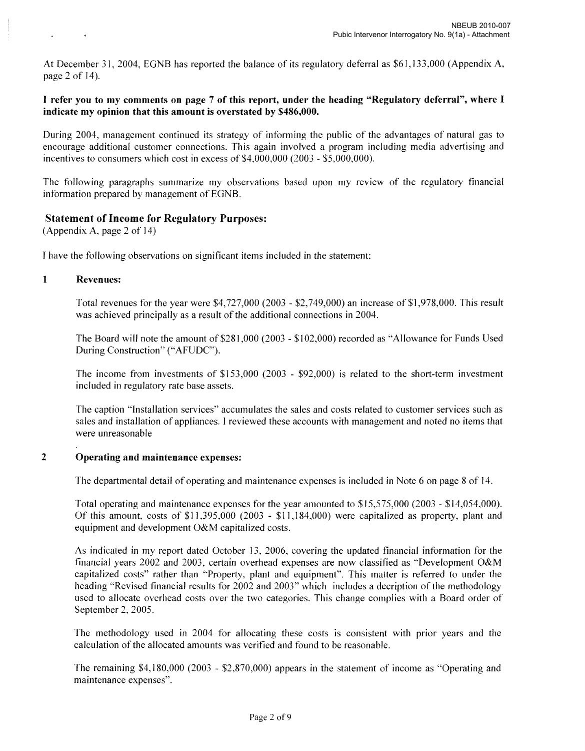At December 31, 2004, EGNB has reported the balance of its regulatory deferral as $61,133,000 (Appendix A, page 2 of 14).

**I refer you to my comments on page 7 of this report, under the heading "Regulatory deferral", where I indicate my opinion that this amount is overstated by $486,000.**

During 2004, management continued its strategy of informing the public of the advantages of natural gas to encourage additional customer connections. This again involved a program including media advertising and incentives to consumers which cost in excess of $4,000,000 (2003 - $5,000,000).

The following paragraphs summarize my observations based upon my review of the regulatory financial information prepared by management of EGNB.

## Statement of Income for Regulatory Purposes:

(Appendix A, page 2 of 14)

I have the following observations on significant items included in the statement:

### 1 Revenues:

Total revenues for the year were $4,727,000 (2003 - $2,749,000) an increase of $1,978,000. This result was achieved principally as a result of the additional connections in 2004.

The Board will note the amount of $281,000 (2003 - $102,000) recorded as "Allowance for Funds Used During Construction" ("AFUDC").

The income from investments of $153,000 (2003 - $92,000) is related to the short-term investment included in regulatory rate base assets.

The caption "Installation services" accumulates the sales and costs related to customer services such as sales and installation of appliances. I reviewed these accounts with management and noted no items that were unreasonable

### 2 Operating and maintenance expenses:

The departmental detail of operating and maintenance expenses is included in Note 6 on page 8 of 14.

Total operating and maintenance expenses for the year amounted to $15,575,000 (2003 - $14,054,000). Of this amount, costs of $11,395,000 (2003 - $11,184,000) were capitalized as property, plant and equipment and development O&M capitalized costs.

As indicated in my report dated October 13, 2006, covering the updated financial information for the financial years 2002 and 2003, certain overhead expenses are now classified as "Development O&M capitalized costs" rather than "Property, plant and equipment". This matter is referred to under the heading "Revised financial results for 2002 and 2003" which includes a decription of the methodology used to allocate overhead costs over the two categories. This change complies with a Board order of September 2, 2005.

The methodology used in 2004 for allocating these costs is consistent with prior years and the calculation of the allocated amounts was verified and found to be reasonable.

The remaining $4,180,000 (2003 - $2,870,000) appears in the statement of income as "Operating and maintenance expenses".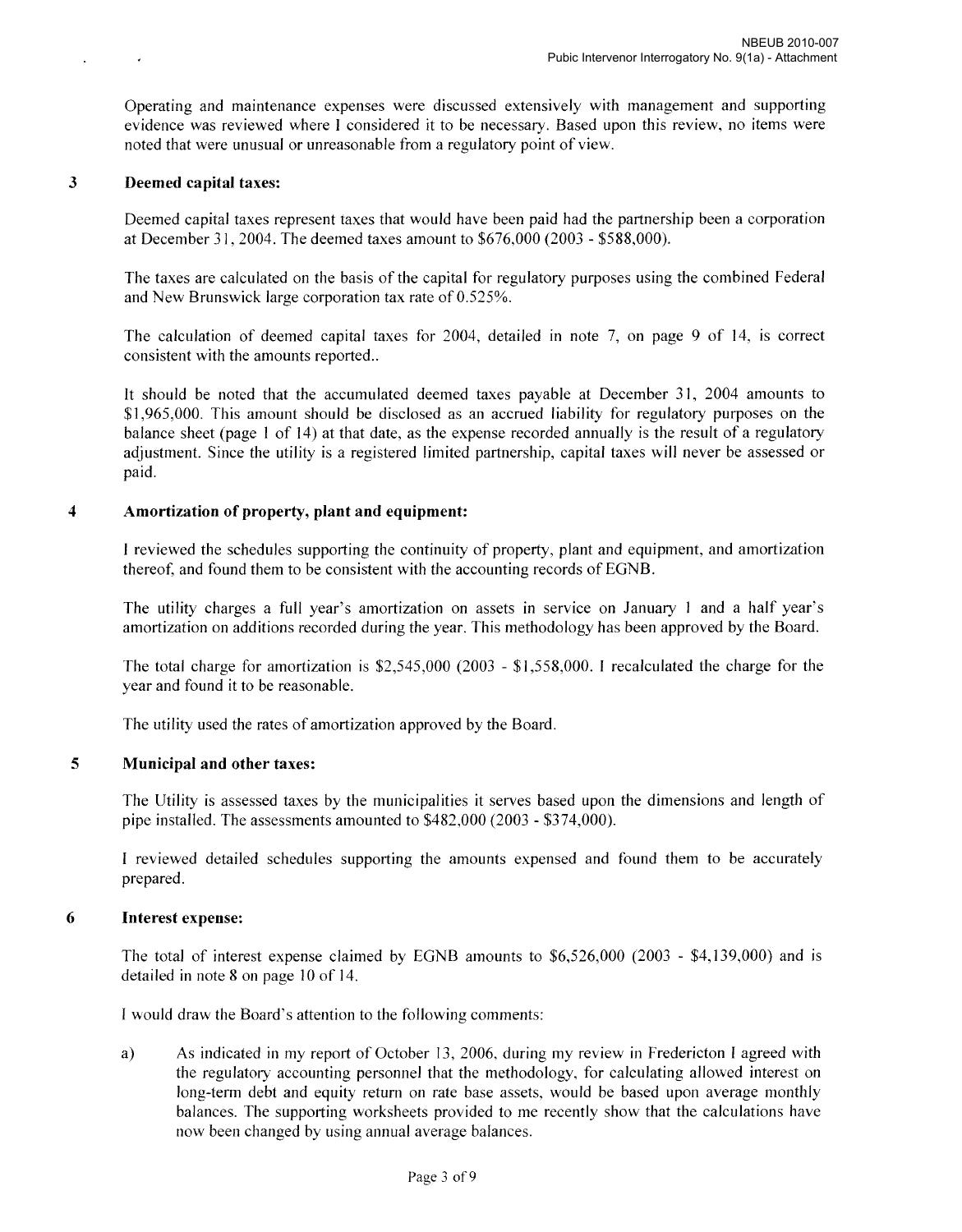Operating and maintenance expenses were discussed extensively with management and supporting evidence was reviewed where I considered it to be necessary. Based upon this review, no items were noted that were unusual or unreasonable from a regulatory point of view.

### 3 Deemed capital taxes:

Deemed capital taxes represent taxes that would have been paid had the partnership been a corporation at December 31, 2004. The deemed taxes amount to $676,000 (2003 - $588,000).

The taxes are calculated on the basis of the capital for regulatory purposes using the combined Federal and New Brunswick large corporation tax rate of 0.525%.

The calculation of deemed capital taxes for 2004, detailed in note 7, on page 9 of 14, is correct consistent with the amounts reported..

It should be noted that the accumulated deemed taxes payable at December 31, 2004 amounts to $1,965,000. This amount should be disclosed as an accrued liability for regulatory purposes on the balance sheet (page 1 of 14) at that date, as the expense recorded annually is the result of a regulatory adjustment. Since the utility is a registered limited partnership, capital taxes will never be assessed or paid.

### 4 Amortization of property, plant and equipment:

I reviewed the schedules supporting the continuity of property, plant and equipment, and amortization thereof, and found them to be consistent with the accounting records of EGNB.

The utility charges a full year's amortization on assets in service on January 1 and a half year's amortization on additions recorded during the year. This methodology has been approved by the Board.

The total charge for amortization is $2,545,000 (2003 - $1,558,000. I recalculated the charge for the year and found it to be reasonable.

The utility used the rates of amortization approved by the Board.

### 5 Municipal and other taxes:

The Utility is assessed taxes by the municipalities it serves based upon the dimensions and length of pipe installed. The assessments amounted to $482,000 (2003 - $374,000).

I reviewed detailed schedules supporting the amounts expensed and found them to be accurately prepared.

### 6 Interest expense:

The total of interest expense claimed by EGNB amounts to $6,526,000 (2003 - $4,139,000) and is detailed in note 8 on page 10 of 14.

I would draw the Board's attention to the following comments:

a) As indicated in my report of October 13, 2006, during my review in Fredericton I agreed with the regulatory accounting personnel that the methodology, for calculating allowed interest on long-term debt and equity return on rate base assets, would be based upon average monthly balances. The supporting worksheets provided to me recently show that the calculations have now been changed by using annual average balances.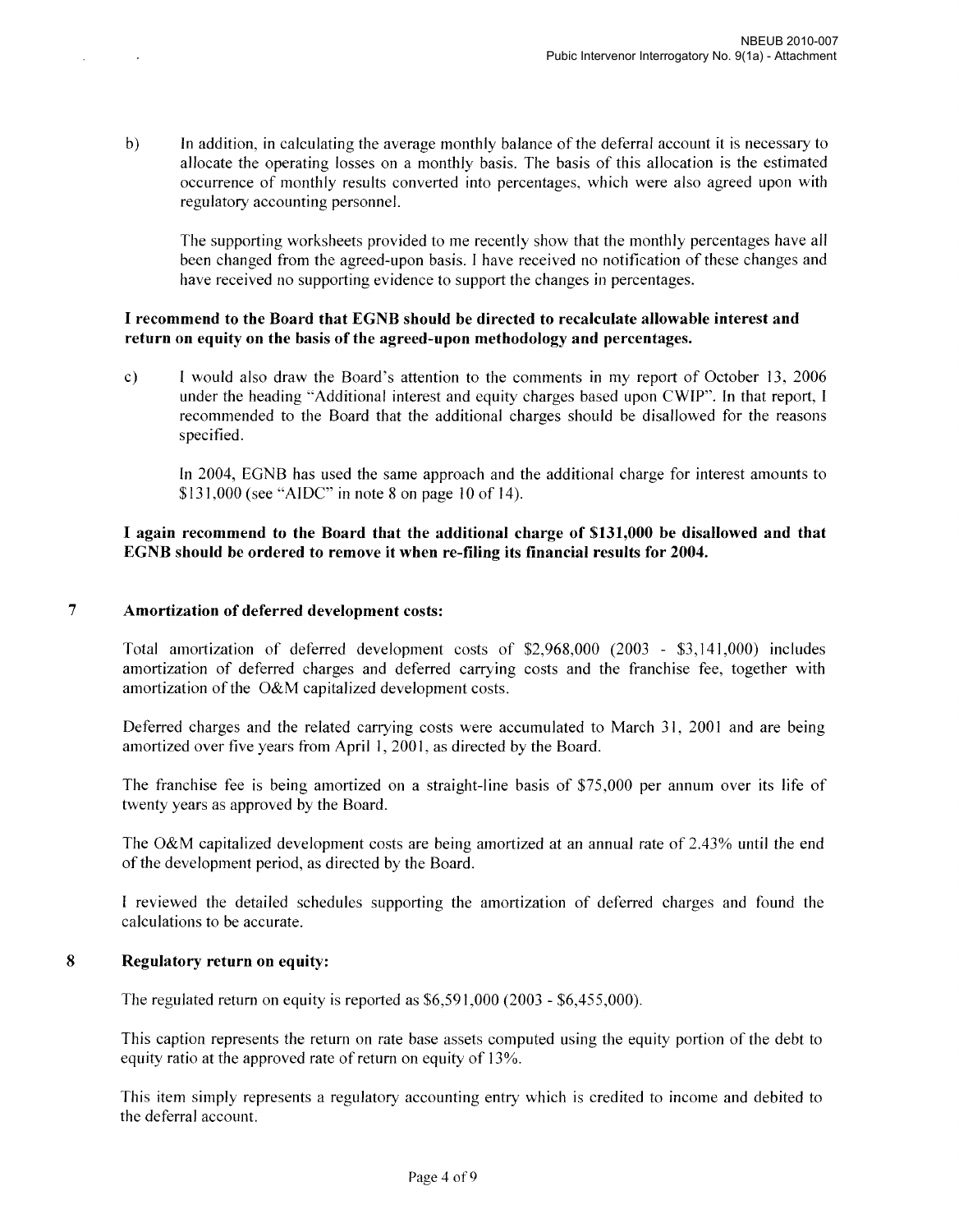b) In addition, in calculating the average monthly balance of the deferral account it is necessary to allocate the operating losses on a monthly basis. The basis of this allocation is the estimated occurrence of monthly results converted into percentages, which were also agreed upon with regulatory accounting personnel.

The supporting worksheets provided to me recently show that the monthly percentages have all been changed from the agreed-upon basis. I have received no notification of these changes and have received no supporting evidence to support the changes in percentages.

**I recommend to the Board that EGNB should be directed to recalculate allowable interest and return on equity on the basis of the agreed-upon methodology and percentages.**

c) I would also draw the Board's attention to the comments in my report of October 13, 2006 under the heading "Additional interest and equity charges based upon CWIP". In that report, I recommended to the Board that the additional charges should be disallowed for the reasons specified.

In 2004, EGNB has used the same approach and the additional charge for interest amounts to $131,000 (see "AIDC" in note 8 on page 10 of 14).

**I again recommend to the Board that the additional charge of $131,000 be disallowed and that EGNB should be ordered to remove it when re-filing its financial results for 2004.**

## 7 Amortization of deferred development costs:

Total amortization of deferred development costs of $2,968,000 (2003 - $3,141,000) includes amortization of deferred charges and deferred carrying costs and the franchise fee, together with amortization of the O&M capitalized development costs.

Deferred charges and the related carrying costs were accumulated to March 31, 2001 and are being amortized over five years from April 1, 2001, as directed by the Board.

The franchise fee is being amortized on a straight-line basis of $75,000 per annum over its life of twenty years as approved by the Board.

The O&M capitalized development costs are being amortized at an annual rate of 2.43% until the end of the development period, as directed by the Board.

I reviewed the detailed schedules supporting the amortization of deferred charges and found the calculations to be accurate.

## 8 Regulatory return on equity:

The regulated return on equity is reported as $6,591,000 (2003 - $6,455,000).

This caption represents the return on rate base assets computed using the equity portion of the debt to equity ratio at the approved rate of return on equity of 13%.

This item simply represents a regulatory accounting entry which is credited to income and debited to the deferral account.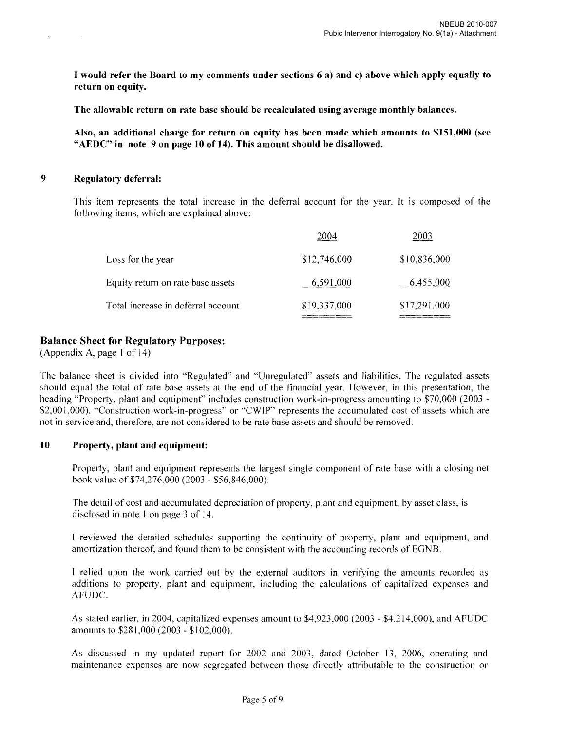**I would refer the Board to my comments under sections 6 a) and c) above which apply equally to return on equity.**

**The allowable return on rate base should be recalculated using average monthly balances.**

**Also, an additional charge for return on equity has been made which amounts to $151,000 (see "AEDC" in note 9 on page 10 of 14). This amount should be disallowed.**

### 9 Regulatory deferral:

This item represents the total increase in the deferral account for the year. It is composed of the following items, which are explained above:

| | 2004 | 2003 |
|---|---|---|
| Loss for the year | $12,746,000 | $10,836,000 |
| Equity return on rate base assets | 6,591,000 | 6,455,000 |
| Total increase in deferral account | $19,337,000 | $17,291,000 |

## Balance Sheet for Regulatory Purposes:

(Appendix A, page 1 of 14)

The balance sheet is divided into "Regulated" and "Unregulated" assets and liabilities. The regulated assets should equal the total of rate base assets at the end of the financial year. However, in this presentation, the heading "Property, plant and equipment" includes construction work-in-progress amounting to $70,000 (2003 - $2,001,000). "Construction work-in-progress" or "CWIP" represents the accumulated cost of assets which are not in service and, therefore, are not considered to be rate base assets and should be removed.

### 10 Property, plant and equipment:

Property, plant and equipment represents the largest single component of rate base with a closing net book value of $74,276,000 (2003 - $56,846,000).

The detail of cost and accumulated depreciation of property, plant and equipment, by asset class, is disclosed in note 1 on page 3 of 14.

I reviewed the detailed schedules supporting the continuity of property, plant and equipment, and amortization thereof, and found them to be consistent with the accounting records of EGNB.

I relied upon the work carried out by the external auditors in verifying the amounts recorded as additions to property, plant and equipment, including the calculations of capitalized expenses and AFUDC.

As stated earlier, in 2004, capitalized expenses amount to $4,923,000 (2003 - $4,214,000), and AFUDC amounts to $281,000 (2003 - $102,000).

As discussed in my updated report for 2002 and 2003, dated October 13, 2006, operating and maintenance expenses are now segregated between those directly attributable to the construction or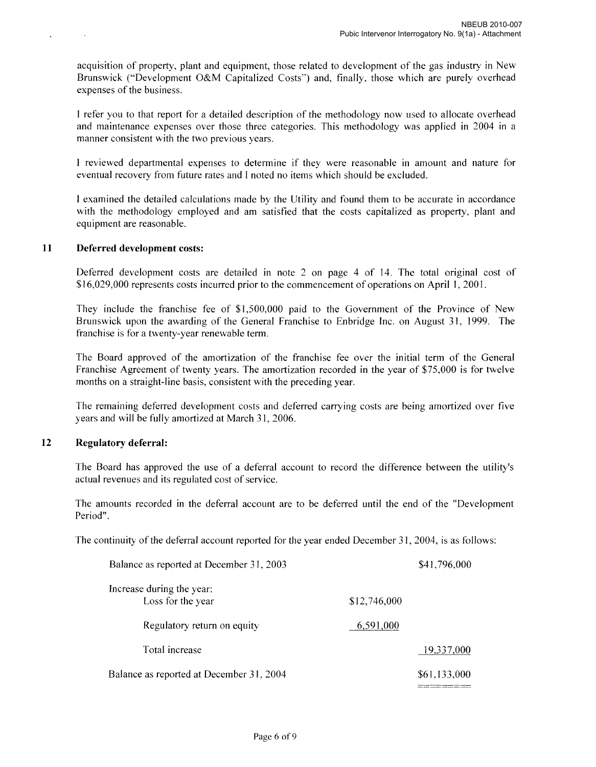acquisition of property, plant and equipment, those related to development of the gas industry in New Brunswick ("Development O&M Capitalized Costs") and, finally, those which are purely overhead expenses of the business.

I refer you to that report for a detailed description of the methodology now used to allocate overhead and maintenance expenses over those three categories. This methodology was applied in 2004 in a manner consistent with the two previous years.

I reviewed departmental expenses to determine if they were reasonable in amount and nature for eventual recovery from future rates and I noted no items which should be excluded.

I examined the detailed calculations made by the Utility and found them to be accurate in accordance with the methodology employed and am satisfied that the costs capitalized as property, plant and equipment are reasonable.

## 11 Deferred development costs:

Deferred development costs are detailed in note 2 on page 4 of 14. The total original cost of $16,029,000 represents costs incurred prior to the commencement of operations on April 1, 2001.

They include the franchise fee of $1,500,000 paid to the Government of the Province of New Brunswick upon the awarding of the General Franchise to Enbridge Inc. on August 31, 1999. The franchise is for a twenty-year renewable term.

The Board approved of the amortization of the franchise fee over the initial term of the General Franchise Agreement of twenty years. The amortization recorded in the year of $75,000 is for twelve months on a straight-line basis, consistent with the preceding year.

The remaining deferred development costs and deferred carrying costs are being amortized over five years and will be fully amortized at March 31, 2006.

## 12 Regulatory deferral:

The Board has approved the use of a deferral account to record the difference between the utility's actual revenues and its regulated cost of service.

The amounts recorded in the deferral account are to be deferred until the end of the "Development Period".

The continuity of the deferral account reported for the year ended December 31, 2004, is as follows:

| | | |
|---|---|---|
| Balance as reported at December 31, 2003 | | $41,796,000 |
| Increase during the year: | | |
| Loss for the year | $12,746,000 | |
| Regulatory return on equity | 6,591,000 | |
| Total increase | | 19,337,000 |
| Balance as reported at December 31, 2004 | | $61,133,000 |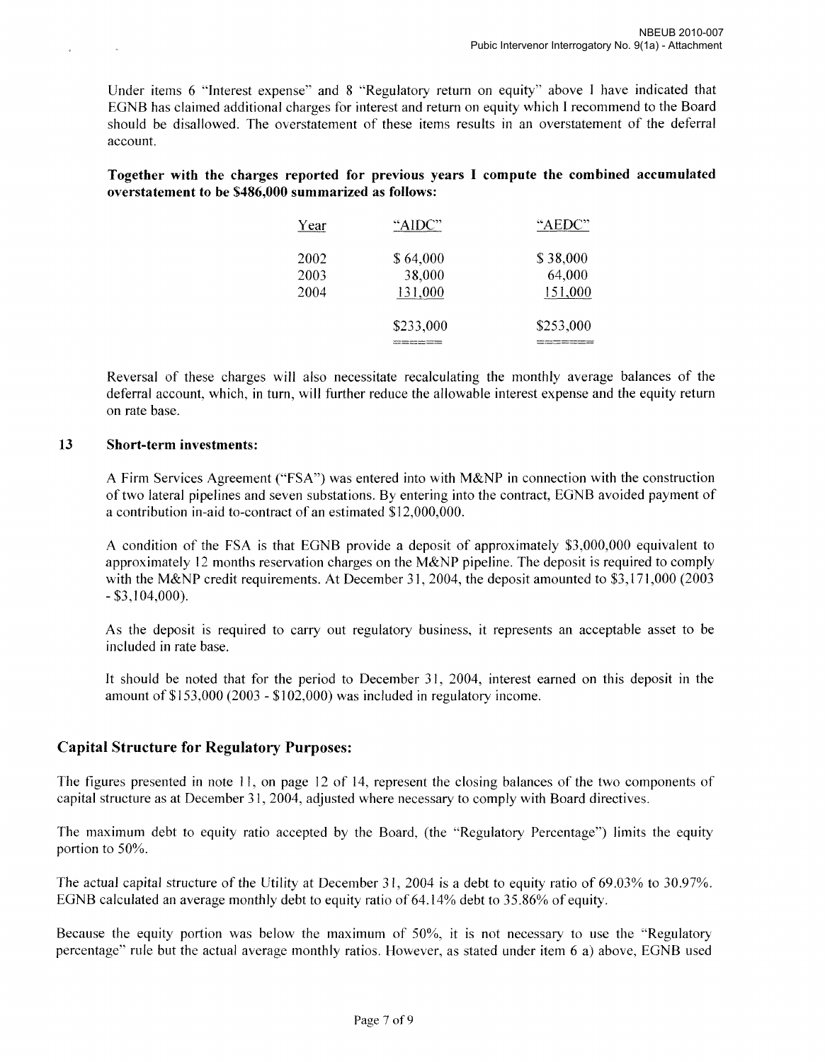Under items 6 "Interest expense" and 8 "Regulatory return on equity" above I have indicated that EGNB has claimed additional charges for interest and return on equity which I recommend to the Board should be disallowed. The overstatement of these items results in an overstatement of the deferral account.

**Together with the charges reported for previous years I compute the combined accumulated overstatement to be $486,000 summarized as follows:**

| Year | "AIDC" | "AEDC" |
|---|---|---|
| 2002 | $ 64,000 | $ 38,000 |
| 2003 | 38,000 | 64,000 |
| 2004 | 131,000 | 151,000 |
| | $233,000 | $253,000 |

Reversal of these charges will also necessitate recalculating the monthly average balances of the deferral account, which, in turn, will further reduce the allowable interest expense and the equity return on rate base.

**13 Short-term investments:**

A Firm Services Agreement ("FSA") was entered into with M&NP in connection with the construction of two lateral pipelines and seven substations. By entering into the contract, EGNB avoided payment of a contribution in-aid to-contract of an estimated $12,000,000.

A condition of the FSA is that EGNB provide a deposit of approximately $3,000,000 equivalent to approximately 12 months reservation charges on the M&NP pipeline. The deposit is required to comply with the M&NP credit requirements. At December 31, 2004, the deposit amounted to $3,171,000 (2003 - $3,104,000).

As the deposit is required to carry out regulatory business, it represents an acceptable asset to be included in rate base.

It should be noted that for the period to December 31, 2004, interest earned on this deposit in the amount of $153,000 (2003 - $102,000) was included in regulatory income.

## Capital Structure for Regulatory Purposes:

The figures presented in note 11, on page 12 of 14, represent the closing balances of the two components of capital structure as at December 31, 2004, adjusted where necessary to comply with Board directives.

The maximum debt to equity ratio accepted by the Board, (the "Regulatory Percentage") limits the equity portion to 50%.

The actual capital structure of the Utility at December 31, 2004 is a debt to equity ratio of 69.03% to 30.97%. EGNB calculated an average monthly debt to equity ratio of 64.14% debt to 35.86% of equity.

Because the equity portion was below the maximum of 50%, it is not necessary to use the "Regulatory percentage" rule but the actual average monthly ratios. However, as stated under item 6 a) above, EGNB used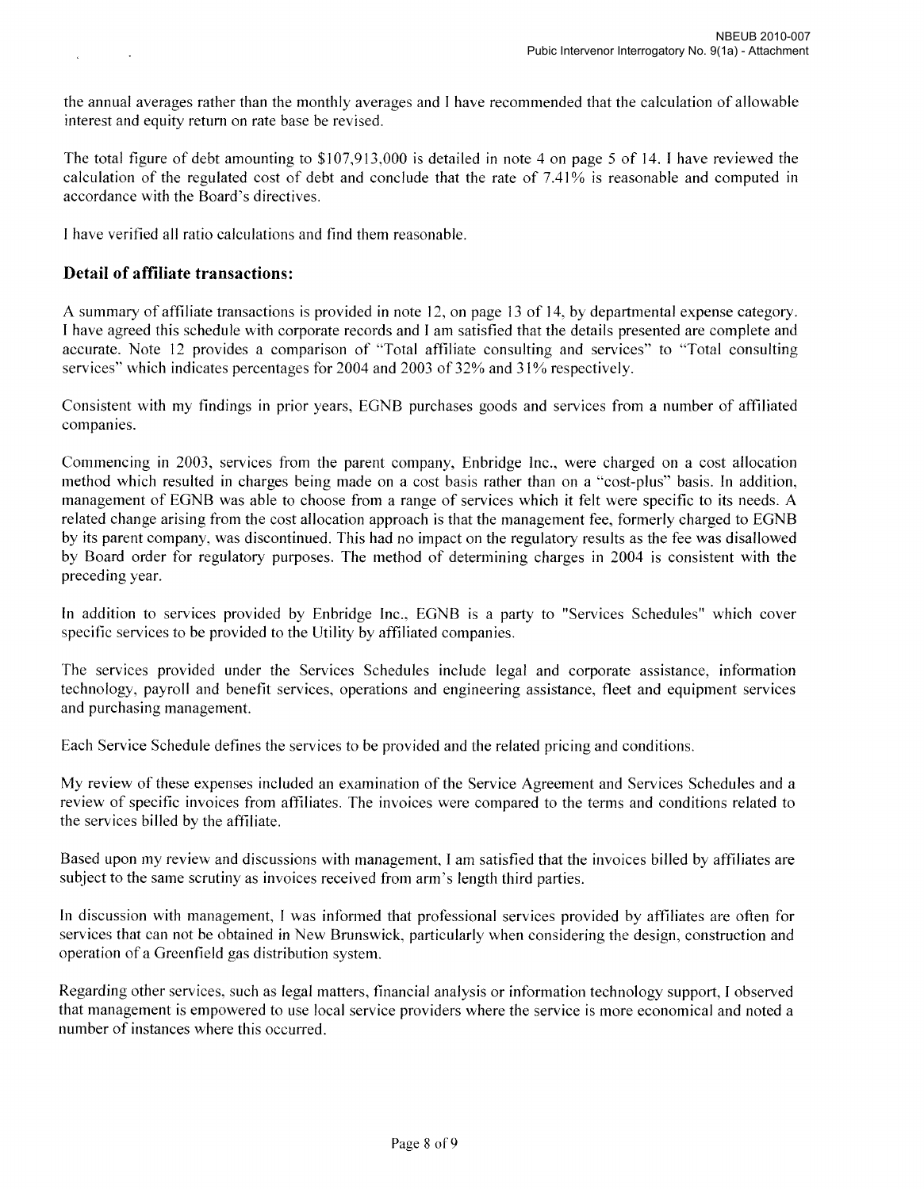the annual averages rather than the monthly averages and I have recommended that the calculation of allowable interest and equity return on rate base be revised.

The total figure of debt amounting to $107,913,000 is detailed in note 4 on page 5 of 14. I have reviewed the calculation of the regulated cost of debt and conclude that the rate of 7.41% is reasonable and computed in accordance with the Board's directives.

I have verified all ratio calculations and find them reasonable.

## Detail of affiliate transactions:

A summary of affiliate transactions is provided in note 12, on page 13 of 14, by departmental expense category. I have agreed this schedule with corporate records and I am satisfied that the details presented are complete and accurate. Note 12 provides a comparison of "Total affiliate consulting and services" to "Total consulting services" which indicates percentages for 2004 and 2003 of 32% and 31% respectively.

Consistent with my findings in prior years, EGNB purchases goods and services from a number of affiliated companies.

Commencing in 2003, services from the parent company, Enbridge Inc., were charged on a cost allocation method which resulted in charges being made on a cost basis rather than on a "cost-plus" basis. In addition, management of EGNB was able to choose from a range of services which it felt were specific to its needs. A related change arising from the cost allocation approach is that the management fee, formerly charged to EGNB by its parent company, was discontinued. This had no impact on the regulatory results as the fee was disallowed by Board order for regulatory purposes. The method of determining charges in 2004 is consistent with the preceding year.

In addition to services provided by Enbridge Inc., EGNB is a party to "Services Schedules" which cover specific services to be provided to the Utility by affiliated companies.

The services provided under the Services Schedules include legal and corporate assistance, information technology, payroll and benefit services, operations and engineering assistance, fleet and equipment services and purchasing management.

Each Service Schedule defines the services to be provided and the related pricing and conditions.

My review of these expenses included an examination of the Service Agreement and Services Schedules and a review of specific invoices from affiliates. The invoices were compared to the terms and conditions related to the services billed by the affiliate.

Based upon my review and discussions with management, I am satisfied that the invoices billed by affiliates are subject to the same scrutiny as invoices received from arm's length third parties.

In discussion with management, I was informed that professional services provided by affiliates are often for services that can not be obtained in New Brunswick, particularly when considering the design, construction and operation of a Greenfield gas distribution system.

Regarding other services, such as legal matters, financial analysis or information technology support, I observed that management is empowered to use local service providers where the service is more economical and noted a number of instances where this occurred.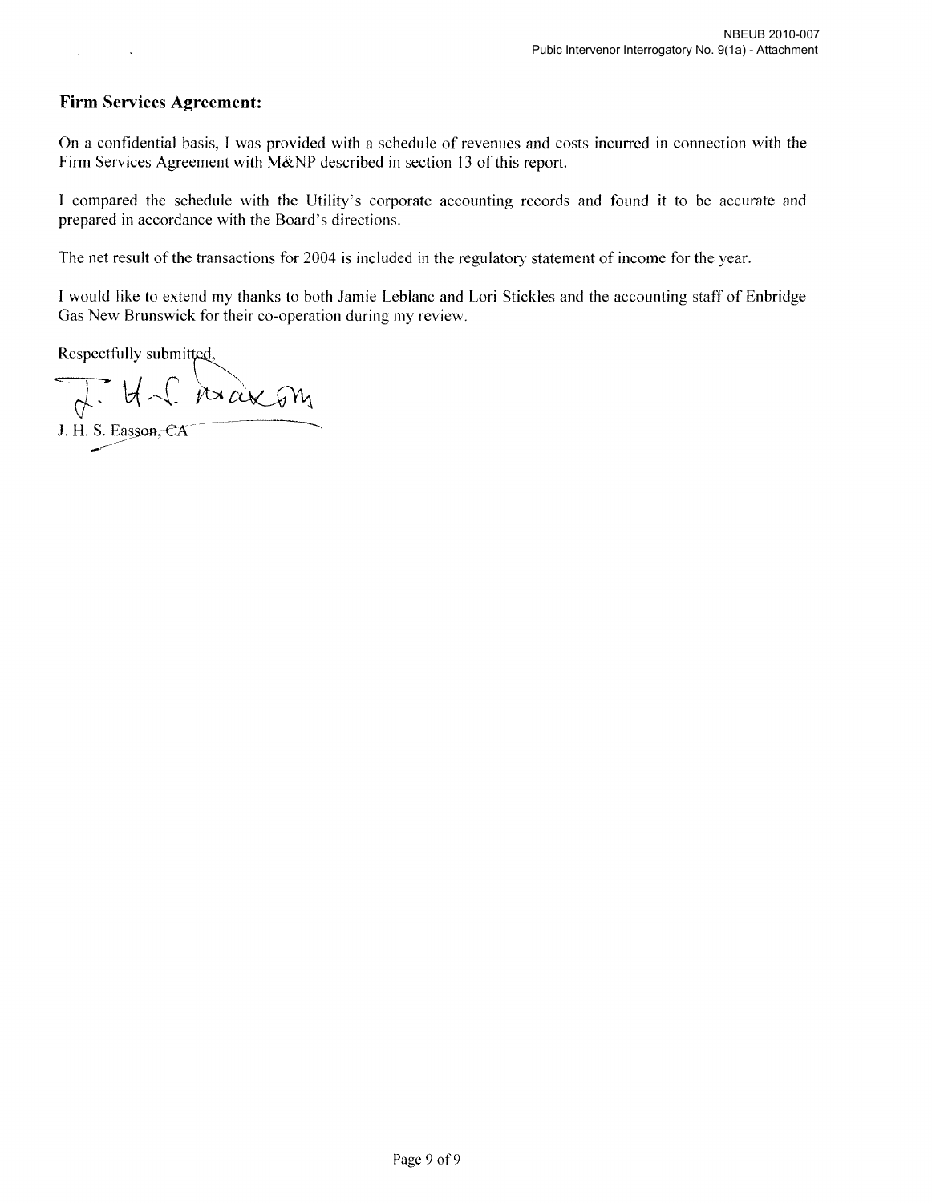**Firm Services Agreement:**

On a confidential basis, I was provided with a schedule of revenues and costs incurred in connection with the Firm Services Agreement with M&NP described in section 13 of this report.

I compared the schedule with the Utility's corporate accounting records and found it to be accurate and prepared in accordance with the Board's directions.

The net result of the transactions for 2004 is included in the regulatory statement of income for the year.

I would like to extend my thanks to both Jamie Leblanc and Lori Stickles and the accounting staff of Enbridge Gas New Brunswick for their co-operation during my review.

Respectfully submitted,

J. H. S. Easson, CA